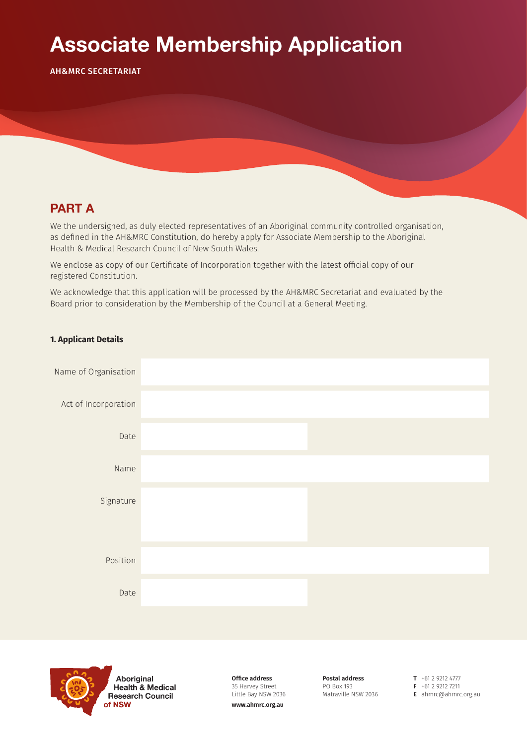# Associate Membership Application

AH&MRC SECRETARIAT

## PART A

We the undersigned, as duly elected representatives of an Aboriginal community controlled organisation, as defined in the AH&MRC Constitution, do hereby apply for Associate Membership to the Aboriginal Health & Medical Research Council of New South Wales.

We enclose as copy of our Certificate of Incorporation together with the latest official copy of our registered Constitution.

We acknowledge that this application will be processed by the AH&MRC Secretariat and evaluated by the Board prior to consideration by the Membership of the Council at a General Meeting.

**1. Applicant Details**

| | |
|---|---|
| Name of Organisation | |
| Act of Incorporation | |
| Date | |
| Name | |
| Signature | |
| Position | |
| Date | |

Aboriginal Health & Medical Research Council of NSW

**Office address**
35 Harvey Street
Little Bay NSW 2036
**www.ahmrc.org.au**

**Postal address**
PO Box 193
Matraville NSW 2036

**T** +61 2 9212 4777
**F** +61 2 9212 7211
**E** ahmrc@ahmrc.org.au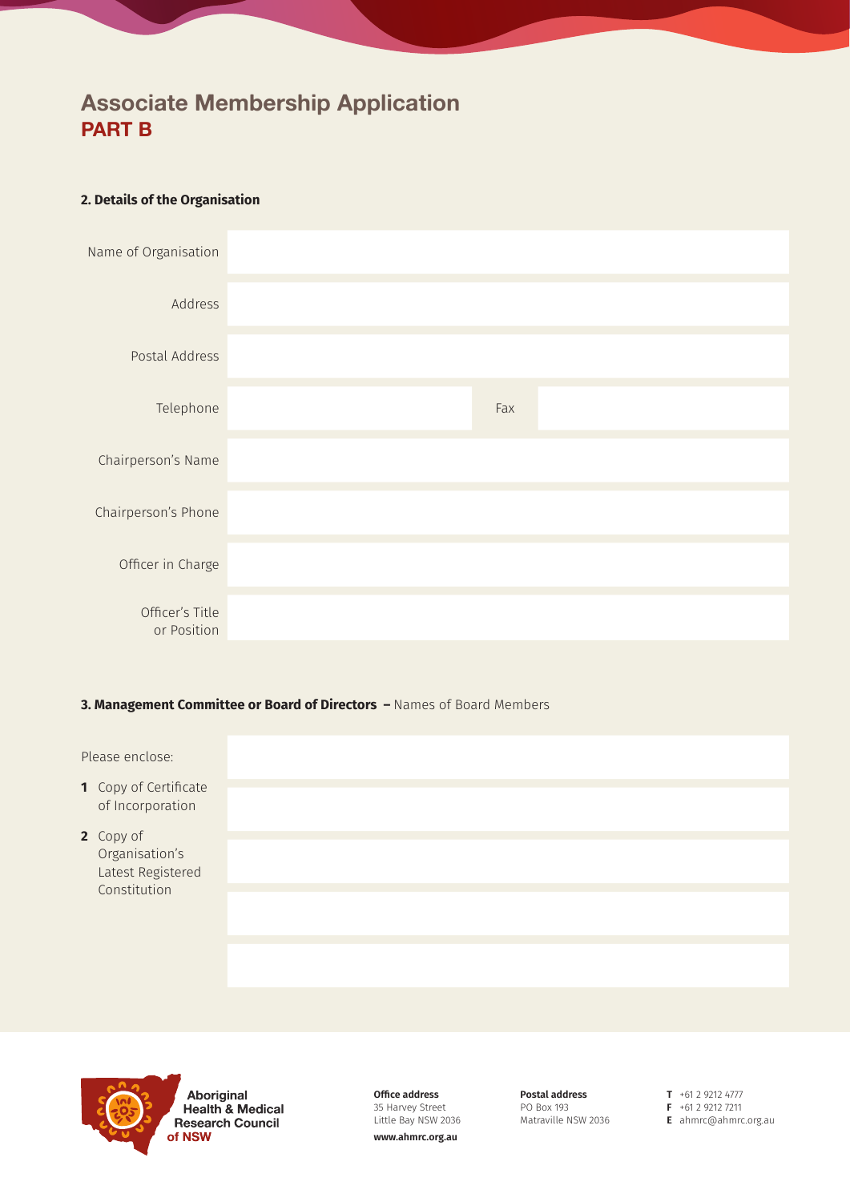# Associate Membership Application
## PART B

### 2. Details of the Organisation

| | | | |
|---|---|---|---|
| Name of Organisation | | | |
| Address | | | |
| Postal Address | | | |
| Telephone | | Fax | |
| Chairperson's Name | | | |
| Chairperson's Phone | | | |
| Officer in Charge | | | |
| Officer's Title or Position | | | |

### 3. Management Committee or Board of Directors – Names of Board Members

Please enclose:

1. Copy of Certificate of Incorporation
2. Copy of Organisation's Latest Registered Constitution

| |
|---|
| |
| |
| |
| |
| |

Aboriginal Health & Medical Research Council of NSW

**Office address**
35 Harvey Street
Little Bay NSW 2036
**www.ahmrc.org.au**

**Postal address**
PO Box 193
Matraville NSW 2036

**T** +61 2 9212 4777
**F** +61 2 9212 7211
**E** ahmrc@ahmrc.org.au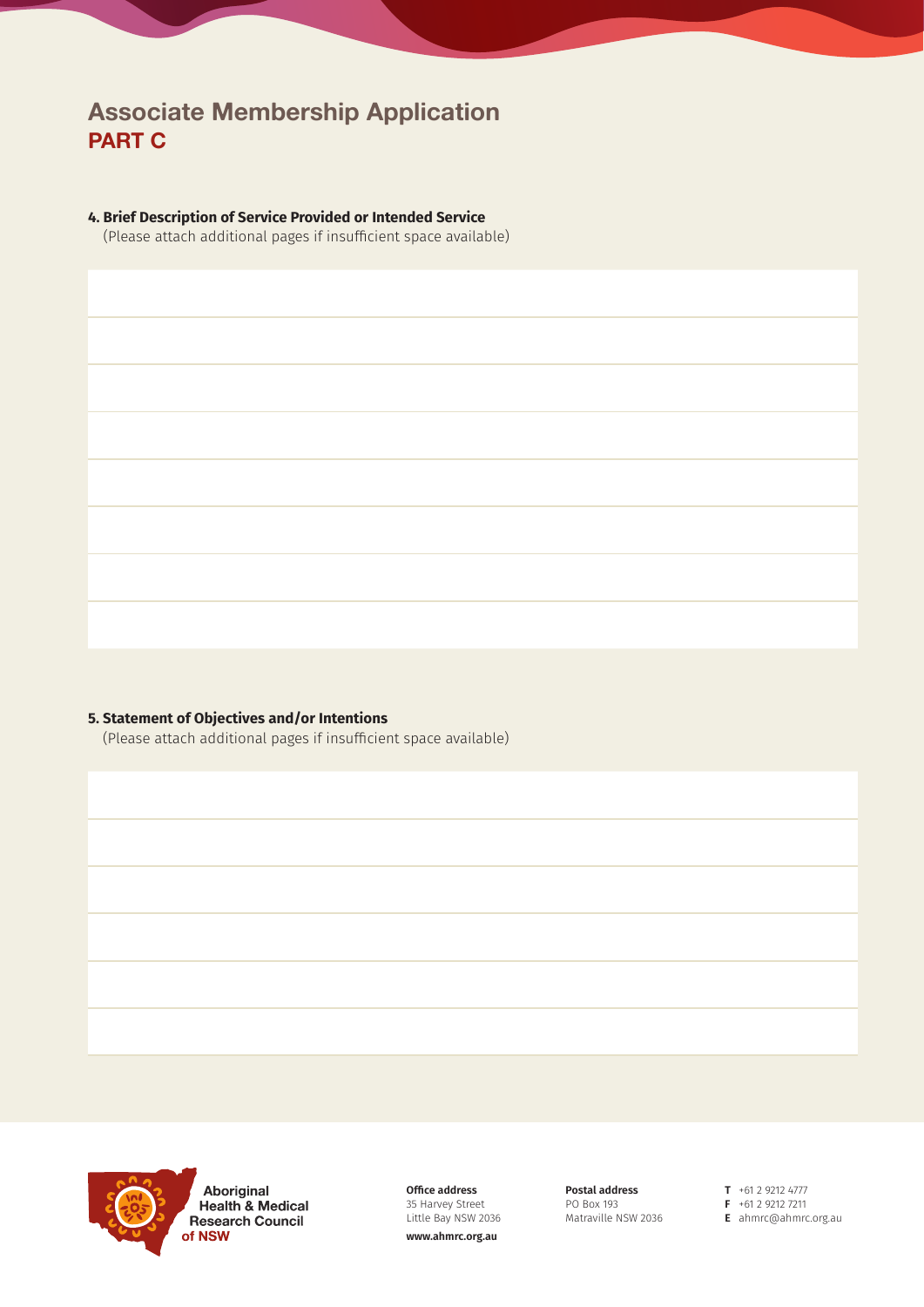# Associate Membership Application
## PART C

**4. Brief Description of Service Provided or Intended Service**
(Please attach additional pages if insufficient space available)

**5. Statement of Objectives and/or Intentions**
(Please attach additional pages if insufficient space available)

Aboriginal Health & Medical Research Council of NSW

**Office address**
35 Harvey Street
Little Bay NSW 2036
**www.ahmrc.org.au**

**Postal address**
PO Box 193
Matraville NSW 2036

**T** +61 2 9212 4777
**F** +61 2 9212 7211
**E** ahmrc@ahmrc.org.au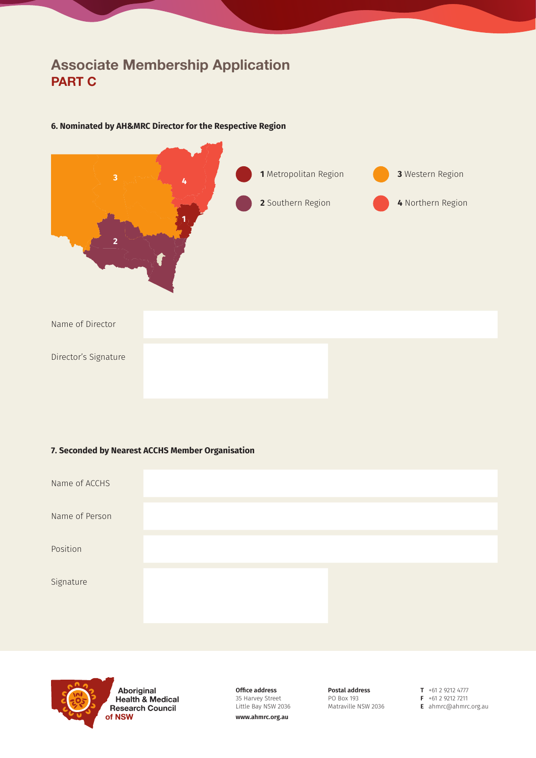# Associate Membership Application

## PART C

### 6. Nominated by AH&MRC Director for the Respective Region

3

4

1

2

**1** Metropolitan Region

**2** Southern Region

**3** Western Region

**4** Northern Region

Name of Director

Director's Signature

### 7. Seconded by Nearest ACCHS Member Organisation

Name of ACCHS

Name of Person

Position

Signature

Aboriginal Health & Medical Research Council of NSW

**Office address**
35 Harvey Street
Little Bay NSW 2036
**www.ahmrc.org.au**

**Postal address**
PO Box 193
Matraville NSW 2036

**T** +61 2 9212 4777
**F** +61 2 9212 7211
**E** ahmrc@ahmrc.org.au